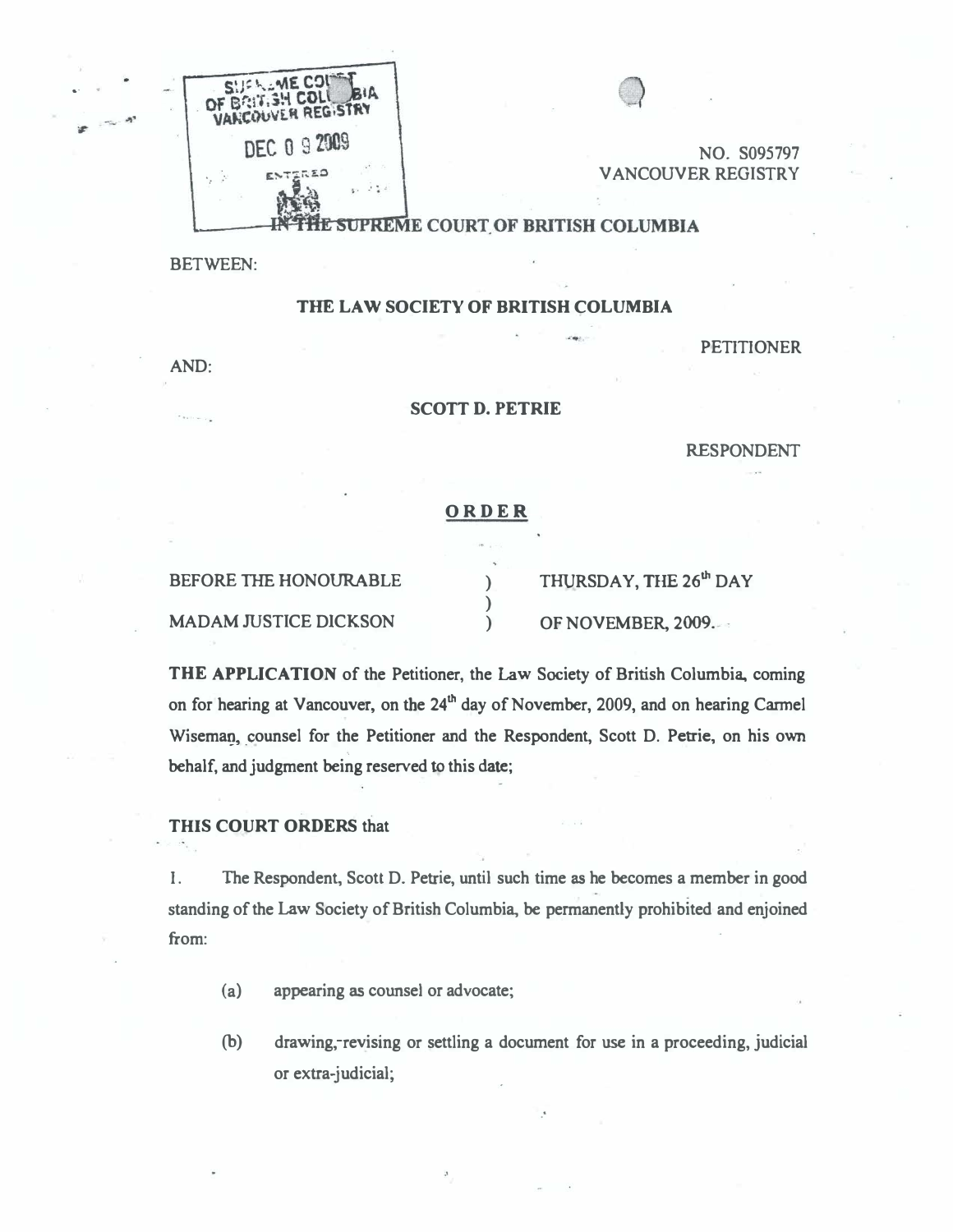SUPREME COURT OF BRITISH COLUMBIA
VANCOUVER REGISTRY

DEC 0 9 2009

ENTERED

NO. S095797
VANCOUVER REGISTRY

IN THE SUPREME COURT OF BRITISH COLUMBIA

BETWEEN:

**THE LAW SOCIETY OF BRITISH COLUMBIA**

PETITIONER

AND:

**SCOTT D. PETRIE**

RESPONDENT

**ORDER**

| | | |
|---|---|---|
| BEFORE THE HONOURABLE | ) | THURSDAY, THE 26th DAY |
| | ) | |
| MADAM JUSTICE DICKSON | ) | OF NOVEMBER, 2009. |

**THE APPLICATION** of the Petitioner, the Law Society of British Columbia, coming on for hearing at Vancouver, on the 24th day of November, 2009, and on hearing Carmel Wiseman, counsel for the Petitioner and the Respondent, Scott D. Petrie, on his own behalf, and judgment being reserved to this date;

**THIS COURT ORDERS** that

1. The Respondent, Scott D. Petrie, until such time as he becomes a member in good standing of the Law Society of British Columbia, be permanently prohibited and enjoined from:

   (a) appearing as counsel or advocate;

   (b) drawing, revising or settling a document for use in a proceeding, judicial or extra-judicial;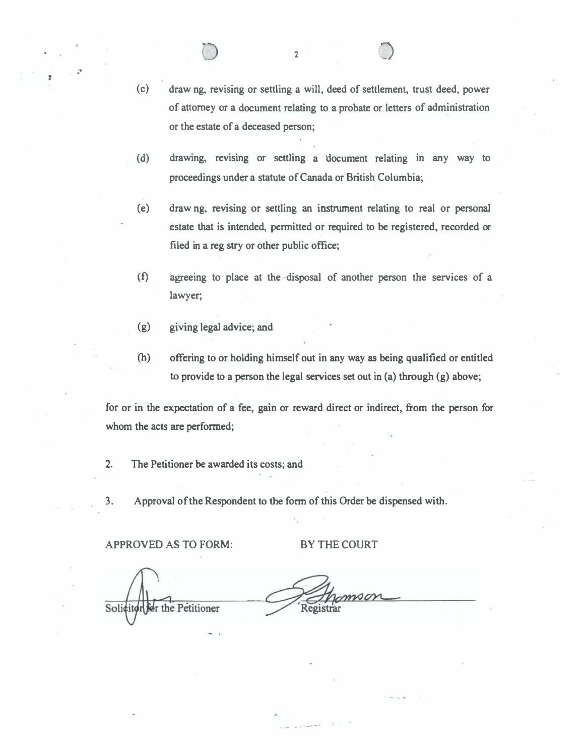(c) draw ng, revising or settling a will, deed of settlement, trust deed, power of attorney or a document relating to a probate or letters of administration or the estate of a deceased person;

(d) drawing, revising or settling a document relating in any way to proceedings under a statute of Canada or British Columbia;

(e) draw ng, revising or settling an instrument relating to real or personal estate that is intended, permitted or required to be registered, recorded or filed in a reg stry or other public office;

(f) agreeing to place at the disposal of another person the services of a lawyer;

(g) giving legal advice; and

(h) offering to or holding himself out in any way as being qualified or entitled to provide to a person the legal services set out in (a) through (g) above;

for or in the expectation of a fee, gain or reward direct or indirect, from the person for whom the acts are performed;

2. The Petitioner be awarded its costs; and

3. Approval of the Respondent to the form of this Order be dispensed with.

APPROVED AS TO FORM: BY THE COURT

Solicitor for the Petitioner

Registrar